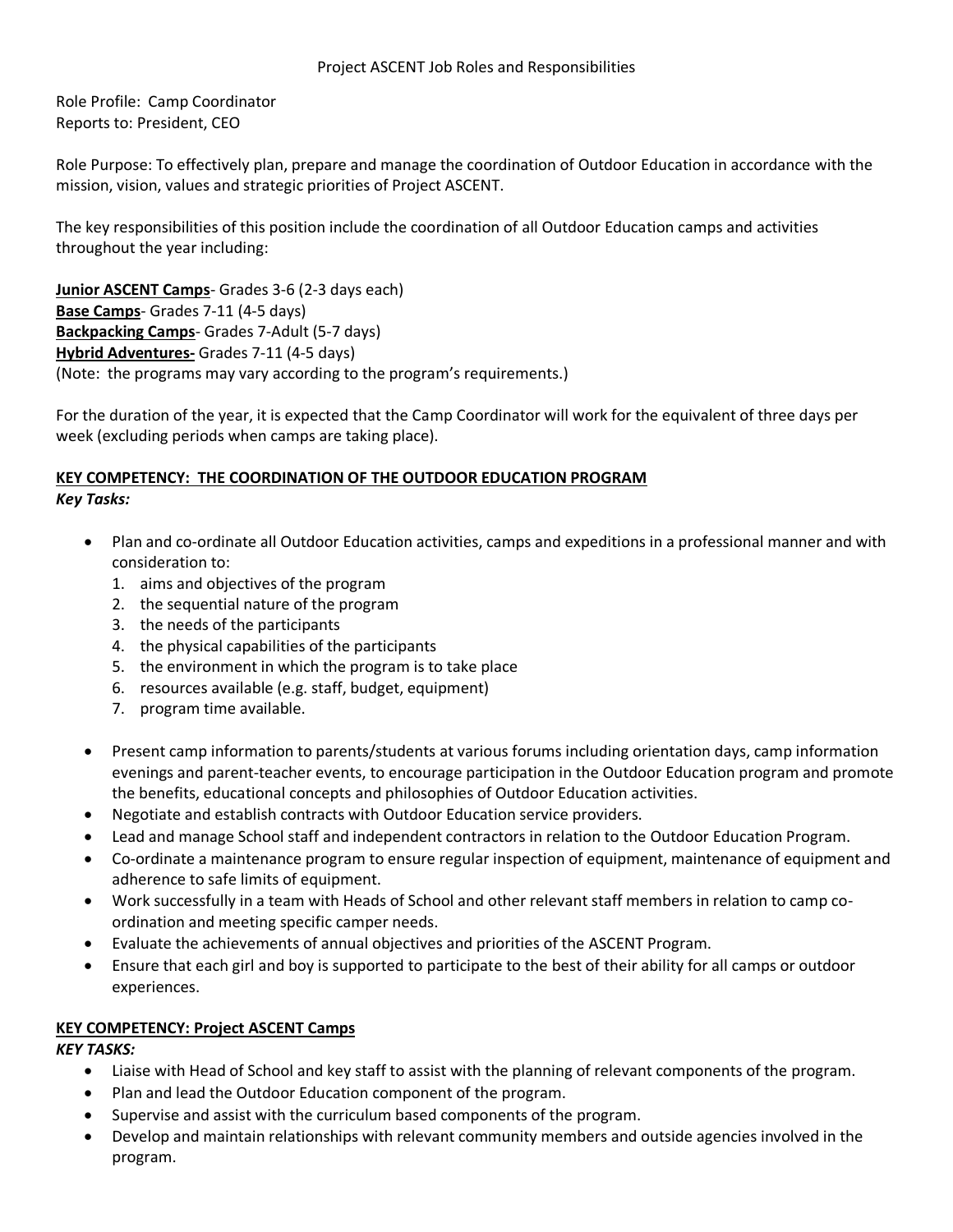# Project ASCENT Job Roles and Responsibilities

Role Profile: Camp Coordinator
Reports to: President, CEO

Role Purpose: To effectively plan, prepare and manage the coordination of Outdoor Education in accordance with the mission, vision, values and strategic priorities of Project ASCENT.

The key responsibilities of this position include the coordination of all Outdoor Education camps and activities throughout the year including:

**Junior ASCENT Camps**- Grades 3-6 (2-3 days each)
**Base Camps**- Grades 7-11 (4-5 days)
**Backpacking Camps**- Grades 7-Adult (5-7 days)
**Hybrid Adventures-** Grades 7-11 (4-5 days)
(Note: the programs may vary according to the program's requirements.)

For the duration of the year, it is expected that the Camp Coordinator will work for the equivalent of three days per week (excluding periods when camps are taking place).

## KEY COMPETENCY: THE COORDINATION OF THE OUTDOOR EDUCATION PROGRAM

***Key Tasks:***

- Plan and co-ordinate all Outdoor Education activities, camps and expeditions in a professional manner and with consideration to:
  1. aims and objectives of the program
  2. the sequential nature of the program
  3. the needs of the participants
  4. the physical capabilities of the participants
  5. the environment in which the program is to take place
  6. resources available (e.g. staff, budget, equipment)
  7. program time available.
- Present camp information to parents/students at various forums including orientation days, camp information evenings and parent-teacher events, to encourage participation in the Outdoor Education program and promote the benefits, educational concepts and philosophies of Outdoor Education activities.
- Negotiate and establish contracts with Outdoor Education service providers.
- Lead and manage School staff and independent contractors in relation to the Outdoor Education Program.
- Co-ordinate a maintenance program to ensure regular inspection of equipment, maintenance of equipment and adherence to safe limits of equipment.
- Work successfully in a team with Heads of School and other relevant staff members in relation to camp co-ordination and meeting specific camper needs.
- Evaluate the achievements of annual objectives and priorities of the ASCENT Program.
- Ensure that each girl and boy is supported to participate to the best of their ability for all camps or outdoor experiences.

## KEY COMPETENCY: Project ASCENT Camps

***KEY TASKS:***

- Liaise with Head of School and key staff to assist with the planning of relevant components of the program.
- Plan and lead the Outdoor Education component of the program.
- Supervise and assist with the curriculum based components of the program.
- Develop and maintain relationships with relevant community members and outside agencies involved in the program.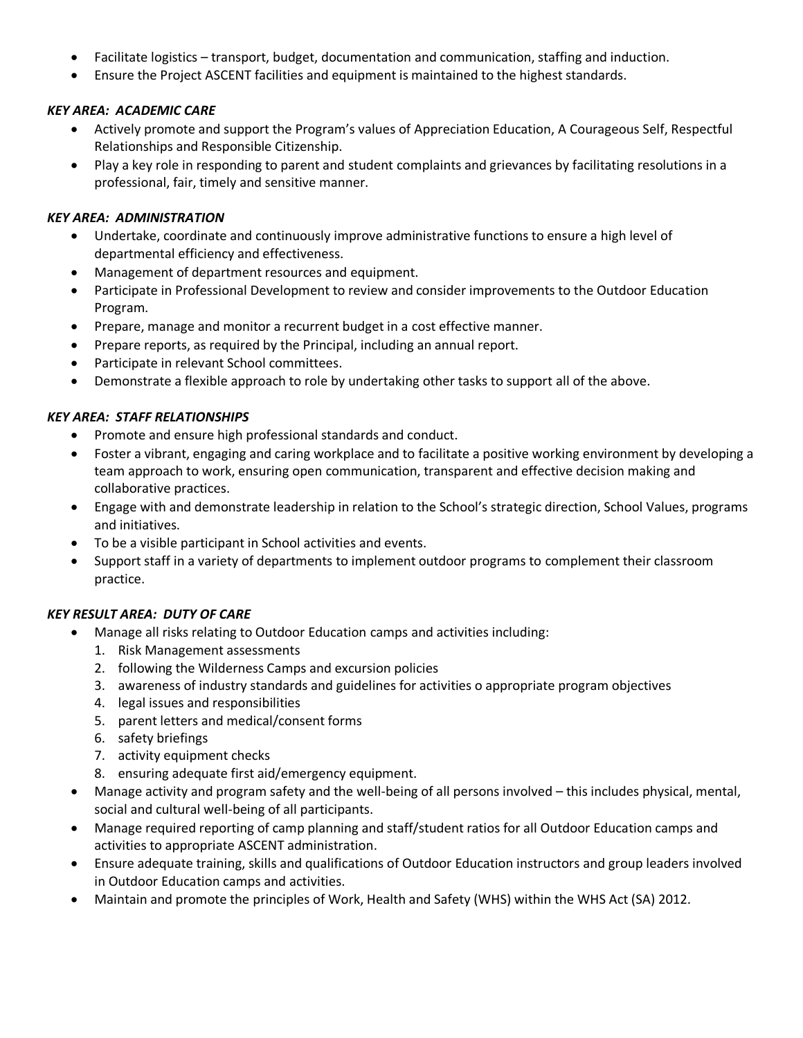- Facilitate logistics – transport, budget, documentation and communication, staffing and induction.
- Ensure the Project ASCENT facilities and equipment is maintained to the highest standards.

***KEY AREA: ACADEMIC CARE***

- Actively promote and support the Program's values of Appreciation Education, A Courageous Self, Respectful Relationships and Responsible Citizenship.
- Play a key role in responding to parent and student complaints and grievances by facilitating resolutions in a professional, fair, timely and sensitive manner.

***KEY AREA: ADMINISTRATION***

- Undertake, coordinate and continuously improve administrative functions to ensure a high level of departmental efficiency and effectiveness.
- Management of department resources and equipment.
- Participate in Professional Development to review and consider improvements to the Outdoor Education Program.
- Prepare, manage and monitor a recurrent budget in a cost effective manner.
- Prepare reports, as required by the Principal, including an annual report.
- Participate in relevant School committees.
- Demonstrate a flexible approach to role by undertaking other tasks to support all of the above.

***KEY AREA: STAFF RELATIONSHIPS***

- Promote and ensure high professional standards and conduct.
- Foster a vibrant, engaging and caring workplace and to facilitate a positive working environment by developing a team approach to work, ensuring open communication, transparent and effective decision making and collaborative practices.
- Engage with and demonstrate leadership in relation to the School's strategic direction, School Values, programs and initiatives.
- To be a visible participant in School activities and events.
- Support staff in a variety of departments to implement outdoor programs to complement their classroom practice.

***KEY RESULT AREA: DUTY OF CARE***

- Manage all risks relating to Outdoor Education camps and activities including:
  1. Risk Management assessments
  2. following the Wilderness Camps and excursion policies
  3. awareness of industry standards and guidelines for activities o appropriate program objectives
  4. legal issues and responsibilities
  5. parent letters and medical/consent forms
  6. safety briefings
  7. activity equipment checks
  8. ensuring adequate first aid/emergency equipment.
- Manage activity and program safety and the well-being of all persons involved – this includes physical, mental, social and cultural well-being of all participants.
- Manage required reporting of camp planning and staff/student ratios for all Outdoor Education camps and activities to appropriate ASCENT administration.
- Ensure adequate training, skills and qualifications of Outdoor Education instructors and group leaders involved in Outdoor Education camps and activities.
- Maintain and promote the principles of Work, Health and Safety (WHS) within the WHS Act (SA) 2012.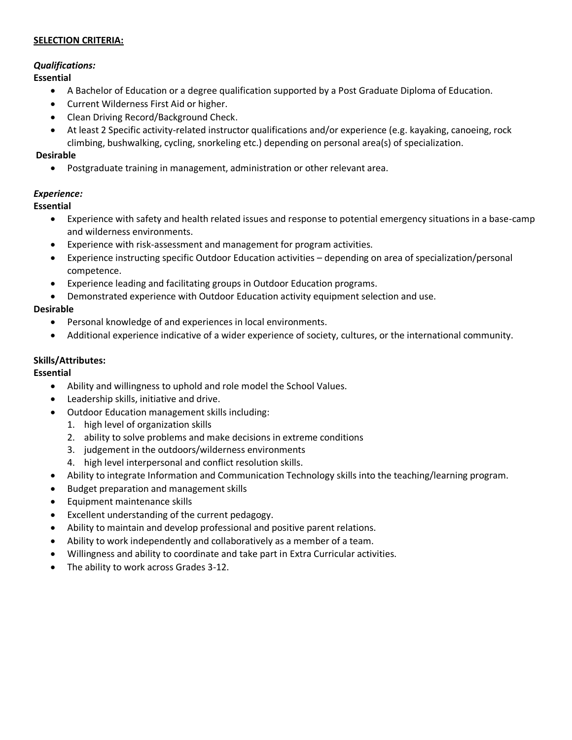**SELECTION CRITERIA:**

***Qualifications:***

**Essential**

- A Bachelor of Education or a degree qualification supported by a Post Graduate Diploma of Education.
- Current Wilderness First Aid or higher.
- Clean Driving Record/Background Check.
- At least 2 Specific activity-related instructor qualifications and/or experience (e.g. kayaking, canoeing, rock climbing, bushwalking, cycling, snorkeling etc.) depending on personal area(s) of specialization.

**Desirable**

- Postgraduate training in management, administration or other relevant area.

***Experience:***

**Essential**

- Experience with safety and health related issues and response to potential emergency situations in a base-camp and wilderness environments.
- Experience with risk-assessment and management for program activities.
- Experience instructing specific Outdoor Education activities – depending on area of specialization/personal competence.
- Experience leading and facilitating groups in Outdoor Education programs.
- Demonstrated experience with Outdoor Education activity equipment selection and use.

**Desirable**

- Personal knowledge of and experiences in local environments.
- Additional experience indicative of a wider experience of society, cultures, or the international community.

**Skills/Attributes:**

**Essential**

- Ability and willingness to uphold and role model the School Values.
- Leadership skills, initiative and drive.
- Outdoor Education management skills including:
  1. high level of organization skills
  2. ability to solve problems and make decisions in extreme conditions
  3. judgement in the outdoors/wilderness environments
  4. high level interpersonal and conflict resolution skills.
- Ability to integrate Information and Communication Technology skills into the teaching/learning program.
- Budget preparation and management skills
- Equipment maintenance skills
- Excellent understanding of the current pedagogy.
- Ability to maintain and develop professional and positive parent relations.
- Ability to work independently and collaboratively as a member of a team.
- Willingness and ability to coordinate and take part in Extra Curricular activities.
- The ability to work across Grades 3-12.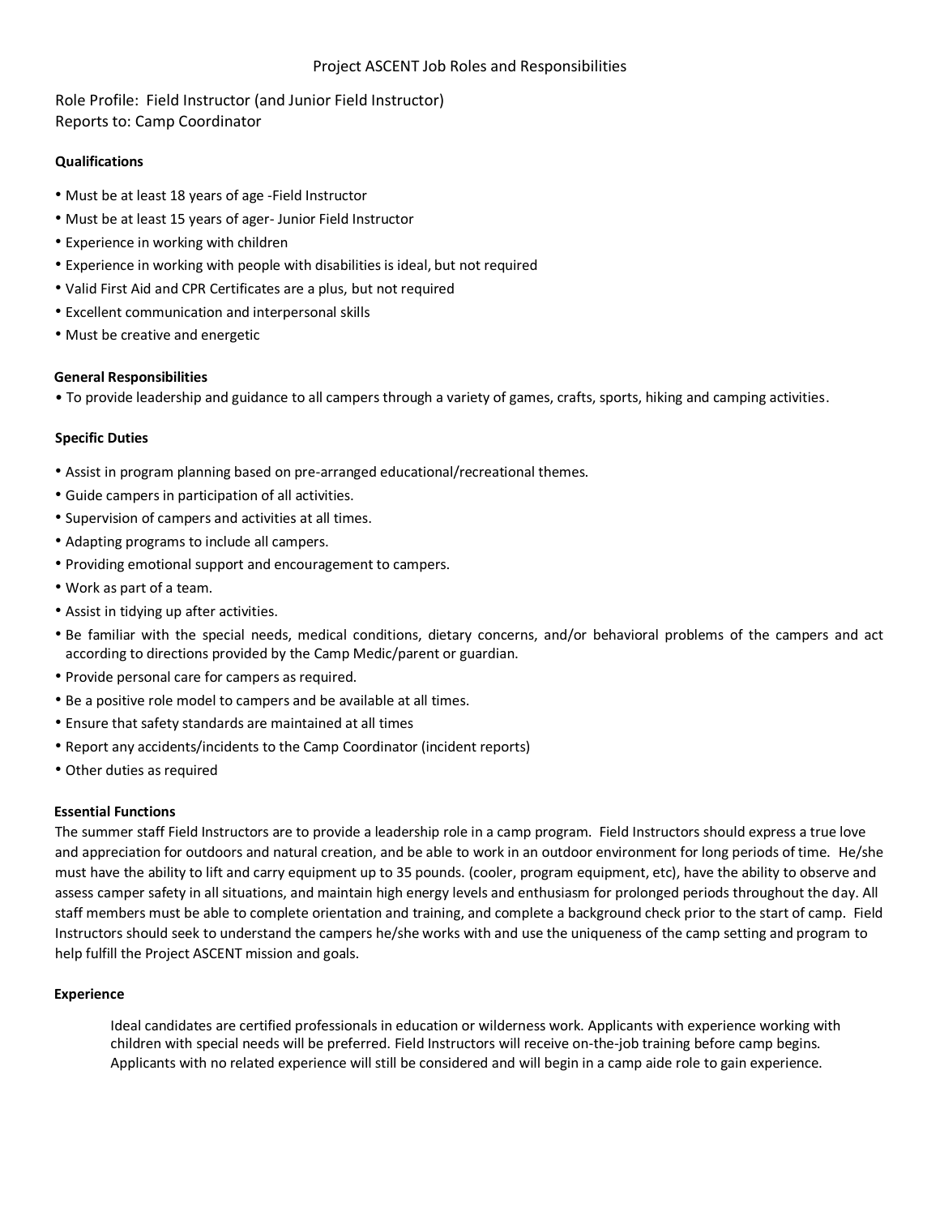# Project ASCENT Job Roles and Responsibilities

Role Profile: Field Instructor (and Junior Field Instructor)
Reports to: Camp Coordinator

**Qualifications**

- Must be at least 18 years of age -Field Instructor
- Must be at least 15 years of ager- Junior Field Instructor
- Experience in working with children
- Experience in working with people with disabilities is ideal, but not required
- Valid First Aid and CPR Certificates are a plus, but not required
- Excellent communication and interpersonal skills
- Must be creative and energetic

**General Responsibilities**

- To provide leadership and guidance to all campers through a variety of games, crafts, sports, hiking and camping activities.

**Specific Duties**

- Assist in program planning based on pre-arranged educational/recreational themes.
- Guide campers in participation of all activities.
- Supervision of campers and activities at all times.
- Adapting programs to include all campers.
- Providing emotional support and encouragement to campers.
- Work as part of a team.
- Assist in tidying up after activities.
- Be familiar with the special needs, medical conditions, dietary concerns, and/or behavioral problems of the campers and act according to directions provided by the Camp Medic/parent or guardian.
- Provide personal care for campers as required.
- Be a positive role model to campers and be available at all times.
- Ensure that safety standards are maintained at all times
- Report any accidents/incidents to the Camp Coordinator (incident reports)
- Other duties as required

**Essential Functions**

The summer staff Field Instructors are to provide a leadership role in a camp program. Field Instructors should express a true love and appreciation for outdoors and natural creation, and be able to work in an outdoor environment for long periods of time. He/she must have the ability to lift and carry equipment up to 35 pounds. (cooler, program equipment, etc), have the ability to observe and assess camper safety in all situations, and maintain high energy levels and enthusiasm for prolonged periods throughout the day. All staff members must be able to complete orientation and training, and complete a background check prior to the start of camp. Field Instructors should seek to understand the campers he/she works with and use the uniqueness of the camp setting and program to help fulfill the Project ASCENT mission and goals.

**Experience**

Ideal candidates are certified professionals in education or wilderness work. Applicants with experience working with children with special needs will be preferred. Field Instructors will receive on-the-job training before camp begins. Applicants with no related experience will still be considered and will begin in a camp aide role to gain experience.